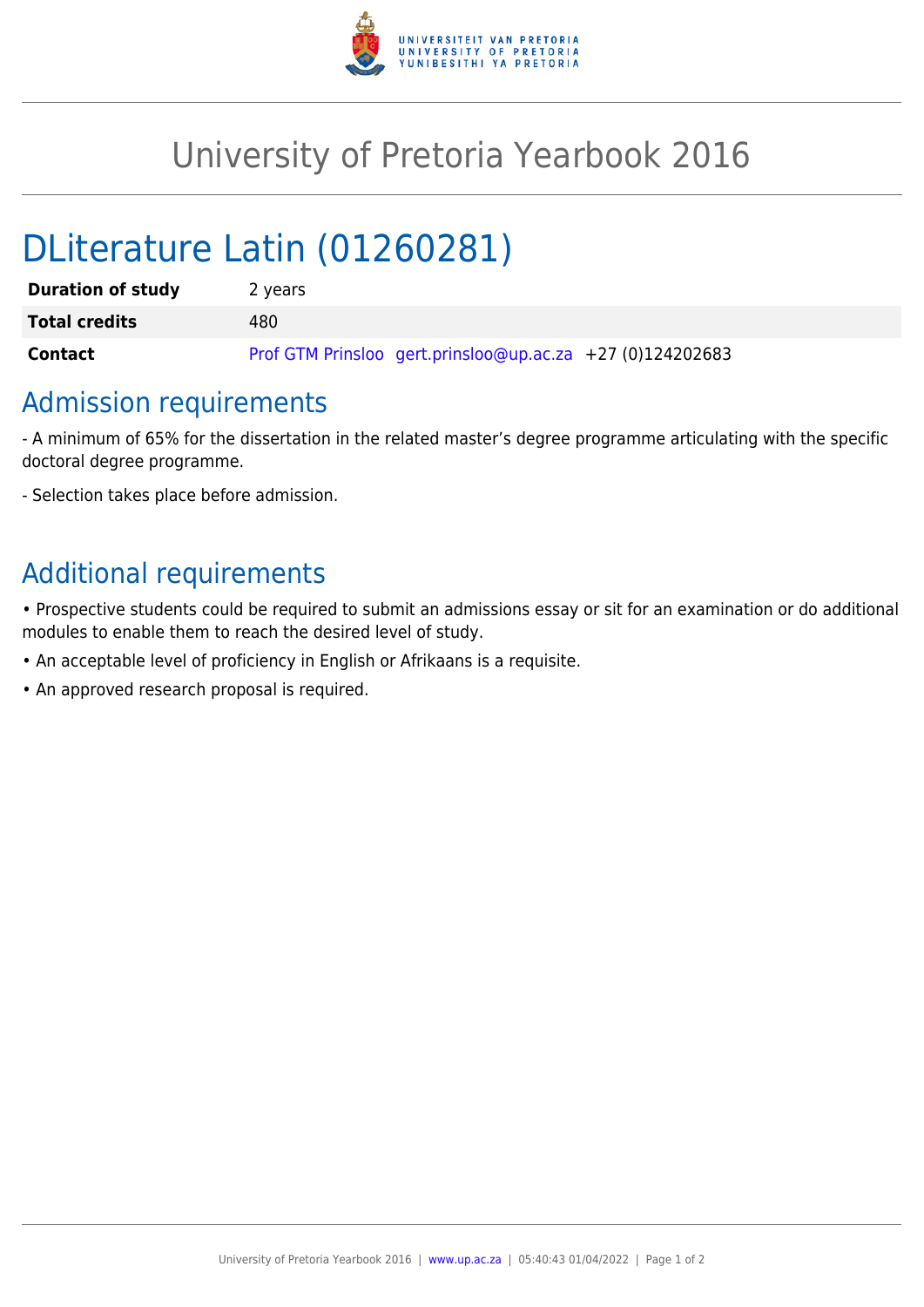# University of Pretoria Yearbook 2016

# DLiterature Latin (01260281)

| | |
|---|---|
| **Duration of study** | 2 years |
| **Total credits** | 480 |
| **Contact** | Prof GTM Prinsloo gert.prinsloo@up.ac.za +27 (0)124202683 |

## Admission requirements

- A minimum of 65% for the dissertation in the related master's degree programme articulating with the specific doctoral degree programme.

- Selection takes place before admission.

## Additional requirements

• Prospective students could be required to submit an admissions essay or sit for an examination or do additional modules to enable them to reach the desired level of study.

• An acceptable level of proficiency in English or Afrikaans is a requisite.

• An approved research proposal is required.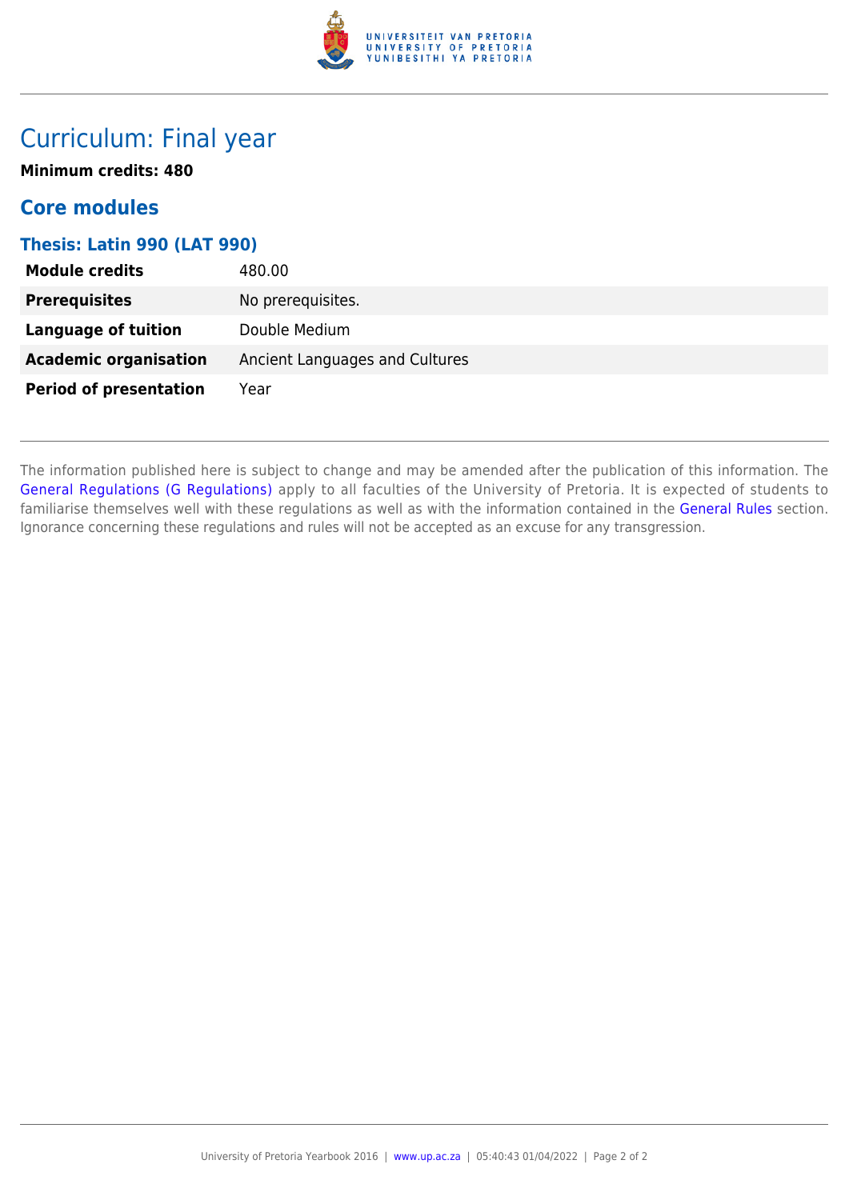# Curriculum: Final year

**Minimum credits: 480**

## Core modules

### Thesis: Latin 990 (LAT 990)

| | |
|---|---|
| **Module credits** | 480.00 |
| **Prerequisites** | No prerequisites. |
| **Language of tuition** | Double Medium |
| **Academic organisation** | Ancient Languages and Cultures |
| **Period of presentation** | Year |

The information published here is subject to change and may be amended after the publication of this information. The General Regulations (G Regulations) apply to all faculties of the University of Pretoria. It is expected of students to familiarise themselves well with these regulations as well as with the information contained in the General Rules section. Ignorance concerning these regulations and rules will not be accepted as an excuse for any transgression.